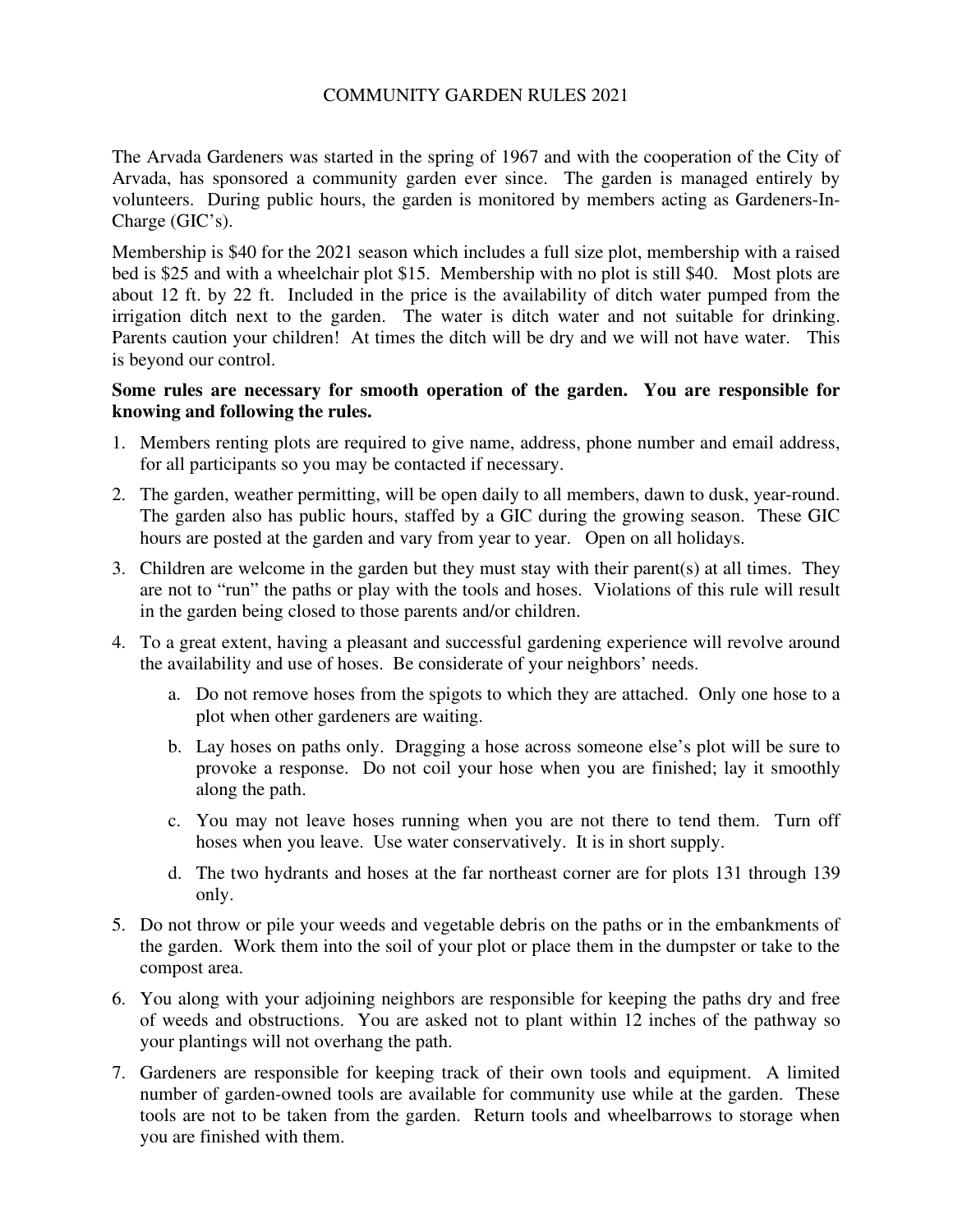# COMMUNITY GARDEN RULES 2021

The Arvada Gardeners was started in the spring of 1967 and with the cooperation of the City of Arvada, has sponsored a community garden ever since. The garden is managed entirely by volunteers. During public hours, the garden is monitored by members acting as Gardeners-In-Charge (GIC's).

Membership is $40 for the 2021 season which includes a full size plot, membership with a raised bed is $25 and with a wheelchair plot $15. Membership with no plot is still $40. Most plots are about 12 ft. by 22 ft. Included in the price is the availability of ditch water pumped from the irrigation ditch next to the garden. The water is ditch water and not suitable for drinking. Parents caution your children! At times the ditch will be dry and we will not have water. This is beyond our control.

**Some rules are necessary for smooth operation of the garden. You are responsible for knowing and following the rules.**

1. Members renting plots are required to give name, address, phone number and email address, for all participants so you may be contacted if necessary.
2. The garden, weather permitting, will be open daily to all members, dawn to dusk, year-round. The garden also has public hours, staffed by a GIC during the growing season. These GIC hours are posted at the garden and vary from year to year. Open on all holidays.
3. Children are welcome in the garden but they must stay with their parent(s) at all times. They are not to "run" the paths or play with the tools and hoses. Violations of this rule will result in the garden being closed to those parents and/or children.
4. To a great extent, having a pleasant and successful gardening experience will revolve around the availability and use of hoses. Be considerate of your neighbors' needs.
   a. Do not remove hoses from the spigots to which they are attached. Only one hose to a plot when other gardeners are waiting.
   b. Lay hoses on paths only. Dragging a hose across someone else's plot will be sure to provoke a response. Do not coil your hose when you are finished; lay it smoothly along the path.
   c. You may not leave hoses running when you are not there to tend them. Turn off hoses when you leave. Use water conservatively. It is in short supply.
   d. The two hydrants and hoses at the far northeast corner are for plots 131 through 139 only.
5. Do not throw or pile your weeds and vegetable debris on the paths or in the embankments of the garden. Work them into the soil of your plot or place them in the dumpster or take to the compost area.
6. You along with your adjoining neighbors are responsible for keeping the paths dry and free of weeds and obstructions. You are asked not to plant within 12 inches of the pathway so your plantings will not overhang the path.
7. Gardeners are responsible for keeping track of their own tools and equipment. A limited number of garden-owned tools are available for community use while at the garden. These tools are not to be taken from the garden. Return tools and wheelbarrows to storage when you are finished with them.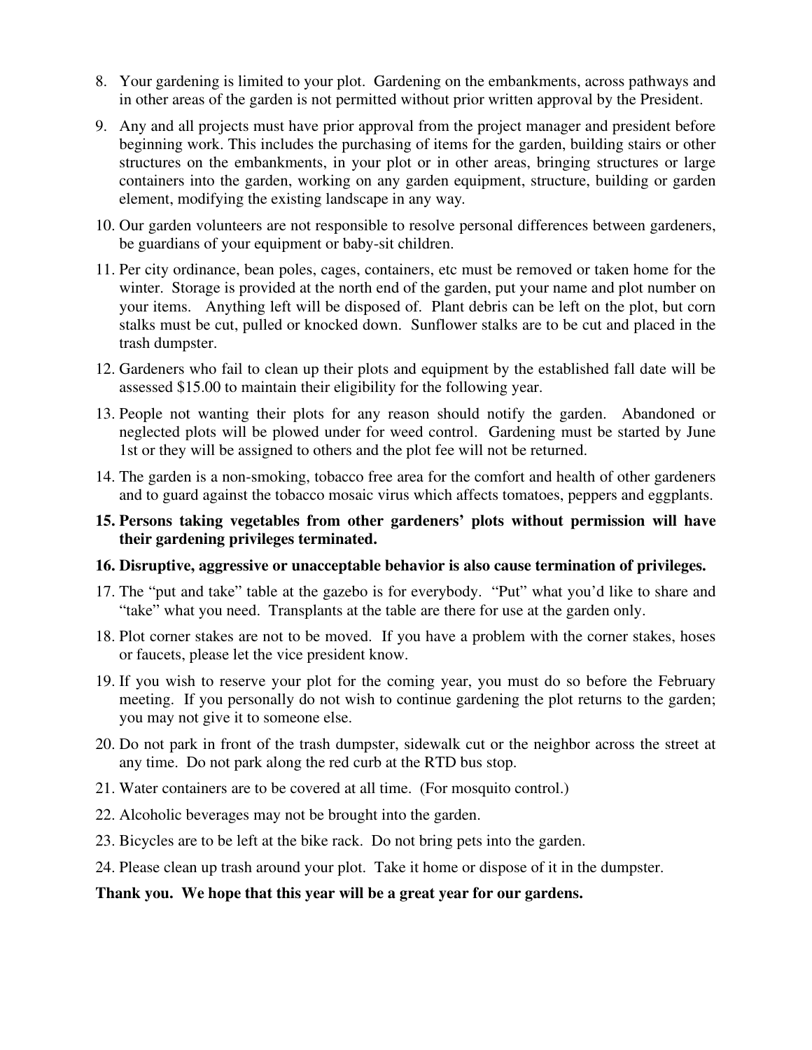8. Your gardening is limited to your plot. Gardening on the embankments, across pathways and in other areas of the garden is not permitted without prior written approval by the President.
9. Any and all projects must have prior approval from the project manager and president before beginning work. This includes the purchasing of items for the garden, building stairs or other structures on the embankments, in your plot or in other areas, bringing structures or large containers into the garden, working on any garden equipment, structure, building or garden element, modifying the existing landscape in any way.
10. Our garden volunteers are not responsible to resolve personal differences between gardeners, be guardians of your equipment or baby-sit children.
11. Per city ordinance, bean poles, cages, containers, etc must be removed or taken home for the winter. Storage is provided at the north end of the garden, put your name and plot number on your items. Anything left will be disposed of. Plant debris can be left on the plot, but corn stalks must be cut, pulled or knocked down. Sunflower stalks are to be cut and placed in the trash dumpster.
12. Gardeners who fail to clean up their plots and equipment by the established fall date will be assessed $15.00 to maintain their eligibility for the following year.
13. People not wanting their plots for any reason should notify the garden. Abandoned or neglected plots will be plowed under for weed control. Gardening must be started by June 1st or they will be assigned to others and the plot fee will not be returned.
14. The garden is a non-smoking, tobacco free area for the comfort and health of other gardeners and to guard against the tobacco mosaic virus which affects tomatoes, peppers and eggplants.
15. **Persons taking vegetables from other gardeners' plots without permission will have their gardening privileges terminated.**
16. **Disruptive, aggressive or unacceptable behavior is also cause termination of privileges.**
17. The "put and take" table at the gazebo is for everybody. "Put" what you'd like to share and "take" what you need. Transplants at the table are there for use at the garden only.
18. Plot corner stakes are not to be moved. If you have a problem with the corner stakes, hoses or faucets, please let the vice president know.
19. If you wish to reserve your plot for the coming year, you must do so before the February meeting. If you personally do not wish to continue gardening the plot returns to the garden; you may not give it to someone else.
20. Do not park in front of the trash dumpster, sidewalk cut or the neighbor across the street at any time. Do not park along the red curb at the RTD bus stop.
21. Water containers are to be covered at all time. (For mosquito control.)
22. Alcoholic beverages may not be brought into the garden.
23. Bicycles are to be left at the bike rack. Do not bring pets into the garden.
24. Please clean up trash around your plot. Take it home or dispose of it in the dumpster.

**Thank you. We hope that this year will be a great year for our gardens.**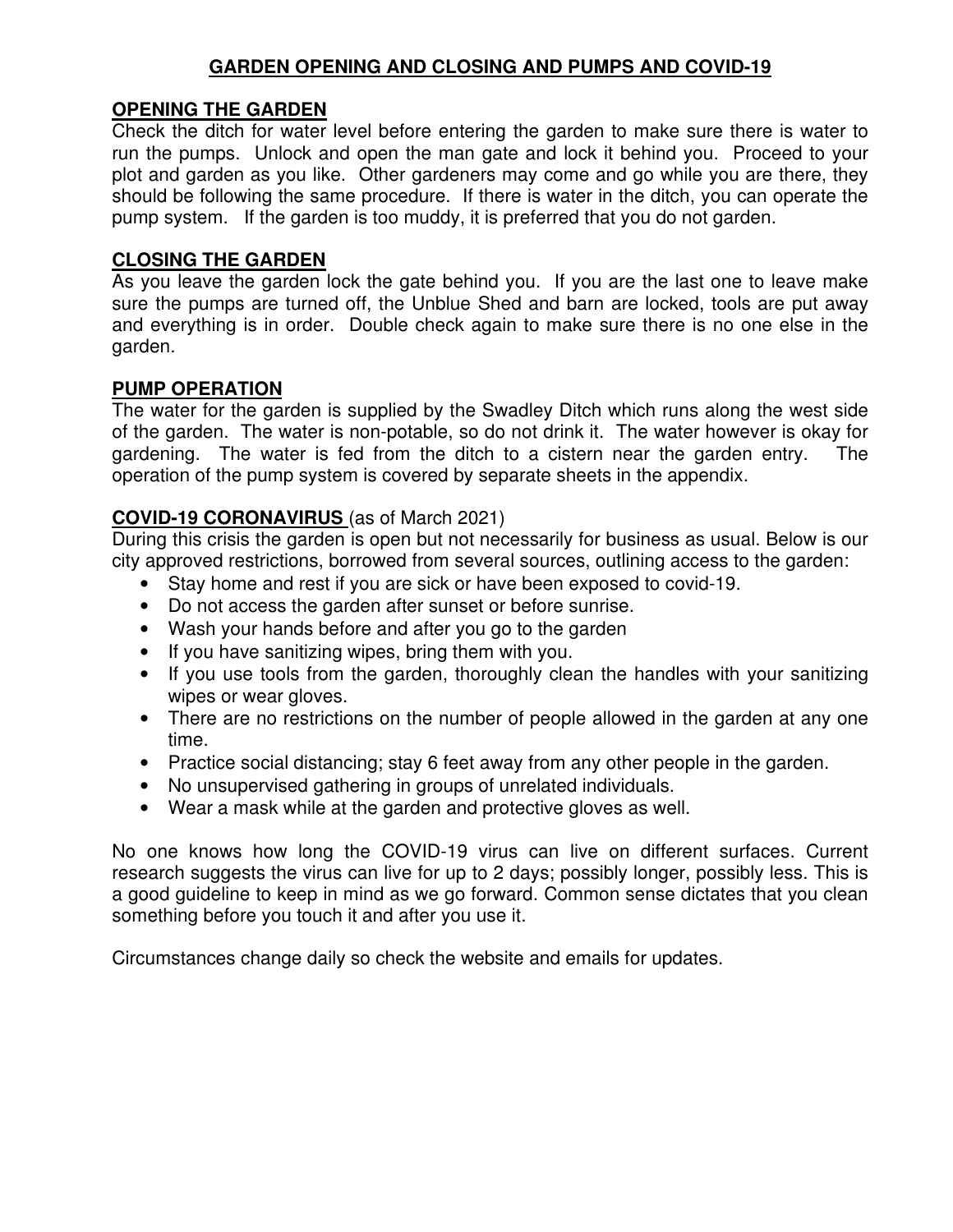# GARDEN OPENING AND CLOSING AND PUMPS AND COVID-19

## OPENING THE GARDEN

Check the ditch for water level before entering the garden to make sure there is water to run the pumps. Unlock and open the man gate and lock it behind you. Proceed to your plot and garden as you like. Other gardeners may come and go while you are there, they should be following the same procedure. If there is water in the ditch, you can operate the pump system. If the garden is too muddy, it is preferred that you do not garden.

## CLOSING THE GARDEN

As you leave the garden lock the gate behind you. If you are the last one to leave make sure the pumps are turned off, the Unblue Shed and barn are locked, tools are put away and everything is in order. Double check again to make sure there is no one else in the garden.

## PUMP OPERATION

The water for the garden is supplied by the Swadley Ditch which runs along the west side of the garden. The water is non-potable, so do not drink it. The water however is okay for gardening. The water is fed from the ditch to a cistern near the garden entry. The operation of the pump system is covered by separate sheets in the appendix.

## COVID-19 CORONAVIRUS (as of March 2021)

During this crisis the garden is open but not necessarily for business as usual. Below is our city approved restrictions, borrowed from several sources, outlining access to the garden:

- Stay home and rest if you are sick or have been exposed to covid-19.
- Do not access the garden after sunset or before sunrise.
- Wash your hands before and after you go to the garden
- If you have sanitizing wipes, bring them with you.
- If you use tools from the garden, thoroughly clean the handles with your sanitizing wipes or wear gloves.
- There are no restrictions on the number of people allowed in the garden at any one time.
- Practice social distancing; stay 6 feet away from any other people in the garden.
- No unsupervised gathering in groups of unrelated individuals.
- Wear a mask while at the garden and protective gloves as well.

No one knows how long the COVID-19 virus can live on different surfaces. Current research suggests the virus can live for up to 2 days; possibly longer, possibly less. This is a good guideline to keep in mind as we go forward. Common sense dictates that you clean something before you touch it and after you use it.

Circumstances change daily so check the website and emails for updates.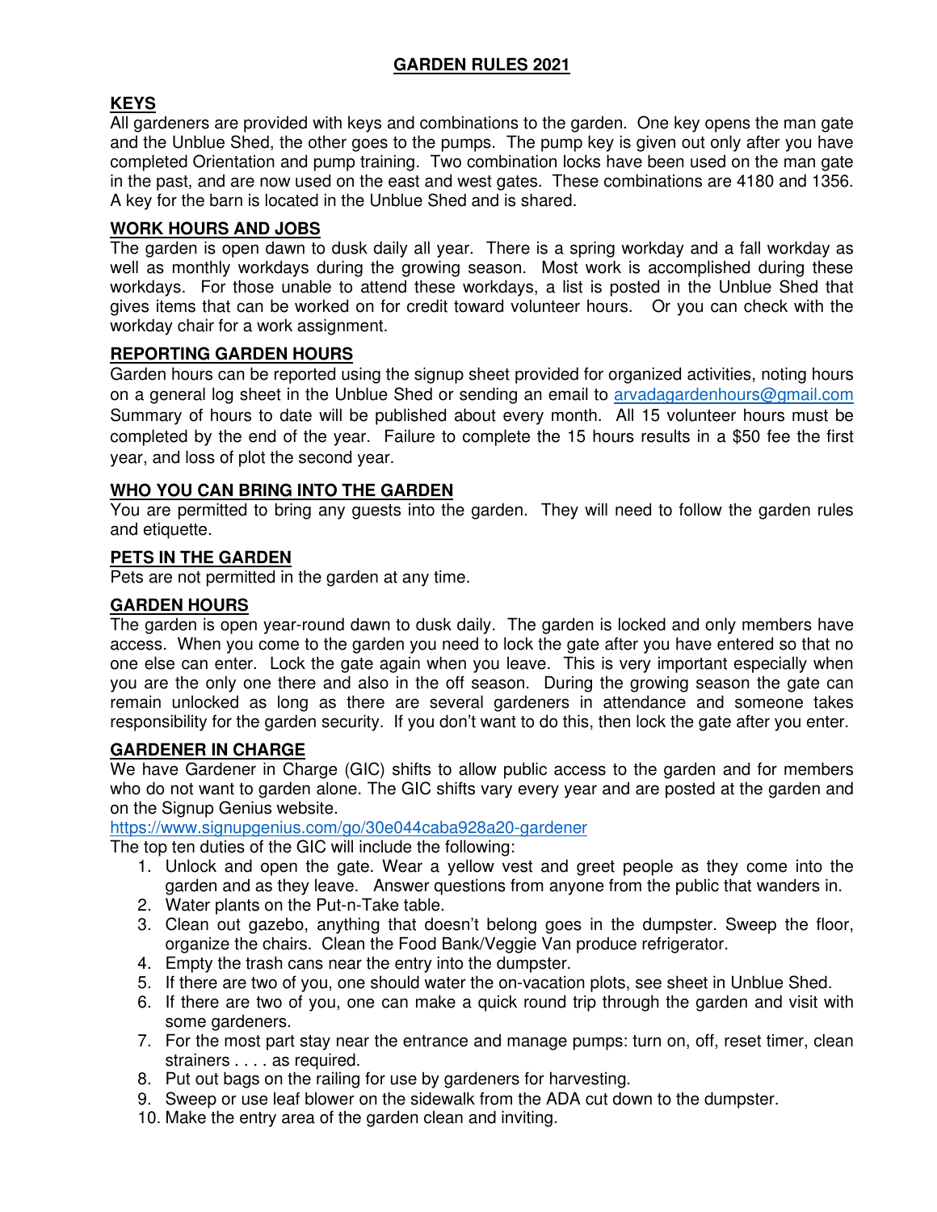# GARDEN RULES 2021

## KEYS

All gardeners are provided with keys and combinations to the garden. One key opens the man gate and the Unblue Shed, the other goes to the pumps. The pump key is given out only after you have completed Orientation and pump training. Two combination locks have been used on the man gate in the past, and are now used on the east and west gates. These combinations are 4180 and 1356. A key for the barn is located in the Unblue Shed and is shared.

## WORK HOURS AND JOBS

The garden is open dawn to dusk daily all year. There is a spring workday and a fall workday as well as monthly workdays during the growing season. Most work is accomplished during these workdays. For those unable to attend these workdays, a list is posted in the Unblue Shed that gives items that can be worked on for credit toward volunteer hours. Or you can check with the workday chair for a work assignment.

## REPORTING GARDEN HOURS

Garden hours can be reported using the signup sheet provided for organized activities, noting hours on a general log sheet in the Unblue Shed or sending an email to arvadagardenhours@gmail.com Summary of hours to date will be published about every month. All 15 volunteer hours must be completed by the end of the year. Failure to complete the 15 hours results in a $50 fee the first year, and loss of plot the second year.

## WHO YOU CAN BRING INTO THE GARDEN

You are permitted to bring any guests into the garden. They will need to follow the garden rules and etiquette.

## PETS IN THE GARDEN

Pets are not permitted in the garden at any time.

## GARDEN HOURS

The garden is open year-round dawn to dusk daily. The garden is locked and only members have access. When you come to the garden you need to lock the gate after you have entered so that no one else can enter. Lock the gate again when you leave. This is very important especially when you are the only one there and also in the off season. During the growing season the gate can remain unlocked as long as there are several gardeners in attendance and someone takes responsibility for the garden security. If you don't want to do this, then lock the gate after you enter.

## GARDENER IN CHARGE

We have Gardener in Charge (GIC) shifts to allow public access to the garden and for members who do not want to garden alone. The GIC shifts vary every year and are posted at the garden and on the Signup Genius website.
https://www.signupgenius.com/go/30e044caba928a20-gardener
The top ten duties of the GIC will include the following:

1. Unlock and open the gate. Wear a yellow vest and greet people as they come into the garden and as they leave. Answer questions from anyone from the public that wanders in.
2. Water plants on the Put-n-Take table.
3. Clean out gazebo, anything that doesn't belong goes in the dumpster. Sweep the floor, organize the chairs. Clean the Food Bank/Veggie Van produce refrigerator.
4. Empty the trash cans near the entry into the dumpster.
5. If there are two of you, one should water the on-vacation plots, see sheet in Unblue Shed.
6. If there are two of you, one can make a quick round trip through the garden and visit with some gardeners.
7. For the most part stay near the entrance and manage pumps: turn on, off, reset timer, clean strainers . . . . as required.
8. Put out bags on the railing for use by gardeners for harvesting.
9. Sweep or use leaf blower on the sidewalk from the ADA cut down to the dumpster.
10. Make the entry area of the garden clean and inviting.